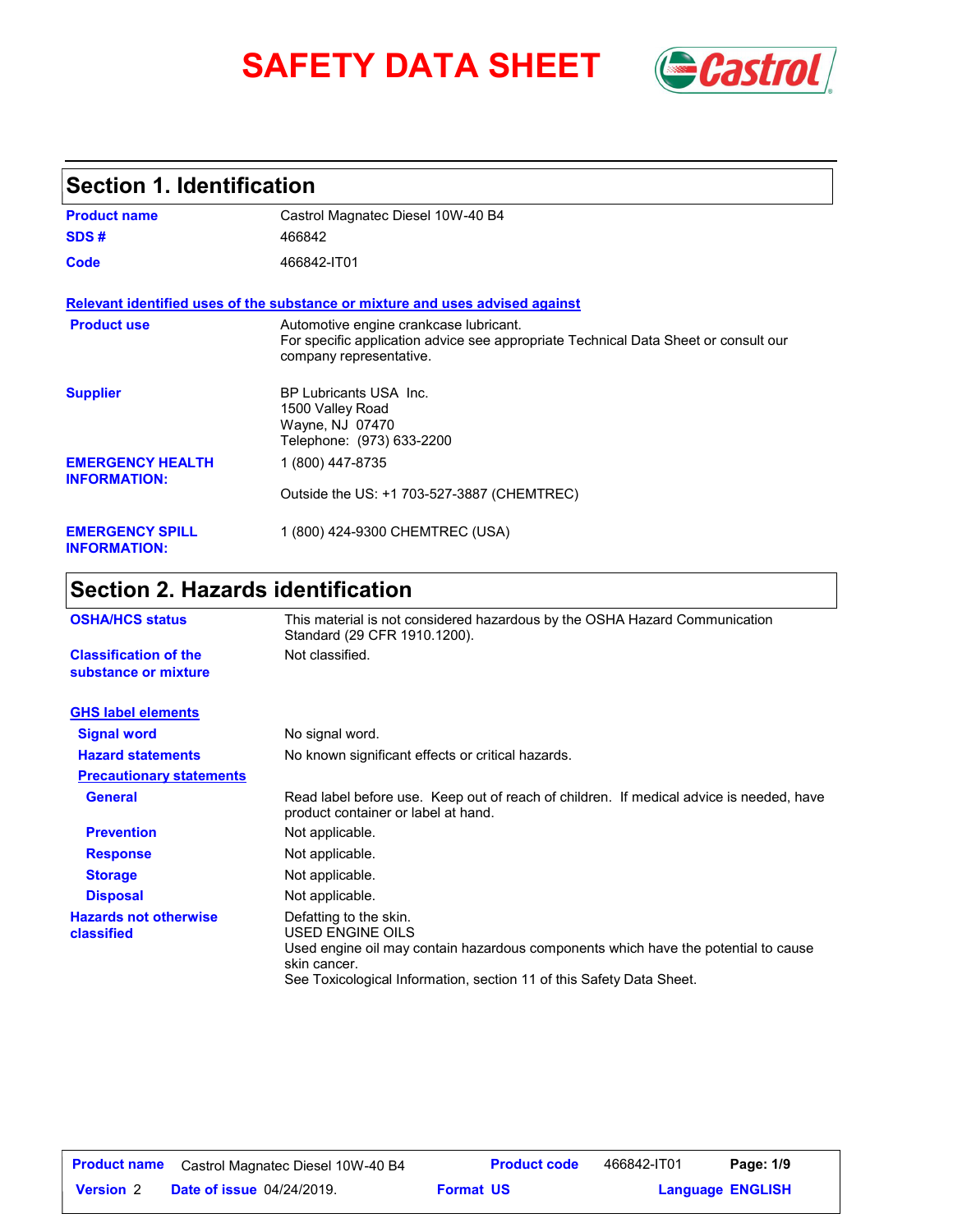# SAFETY DATA SHEET

## Section 1. Identification

| | |
|---|---|
| **Product name** | Castrol Magnatec Diesel 10W-40 B4 |
| **SDS #** | 466842 |
| **Code** | 466842-IT01 |

**Relevant identified uses of the substance or mixture and uses advised against**

| | |
|---|---|
| **Product use** | Automotive engine crankcase lubricant.<br>For specific application advice see appropriate Technical Data Sheet or consult our company representative. |
| **Supplier** | BP Lubricants USA Inc.<br>1500 Valley Road<br>Wayne, NJ 07470<br>Telephone: (973) 633-2200 |
| **EMERGENCY HEALTH INFORMATION:** | 1 (800) 447-8735<br>Outside the US: +1 703-527-3887 (CHEMTREC) |
| **EMERGENCY SPILL INFORMATION:** | 1 (800) 424-9300 CHEMTREC (USA) |

## Section 2. Hazards identification

| | |
|---|---|
| **OSHA/HCS status** | This material is not considered hazardous by the OSHA Hazard Communication Standard (29 CFR 1910.1200). |
| **Classification of the substance or mixture** | Not classified. |

**GHS label elements**

| | |
|---|---|
| **Signal word** | No signal word. |
| **Hazard statements** | No known significant effects or critical hazards. |

**Precautionary statements**

| | |
|---|---|
| **General** | Read label before use. Keep out of reach of children. If medical advice is needed, have product container or label at hand. |
| **Prevention** | Not applicable. |
| **Response** | Not applicable. |
| **Storage** | Not applicable. |
| **Disposal** | Not applicable. |
| **Hazards not otherwise classified** | Defatting to the skin.<br>USED ENGINE OILS<br>Used engine oil may contain hazardous components which have the potential to cause skin cancer.<br>See Toxicological Information, section 11 of this Safety Data Sheet. |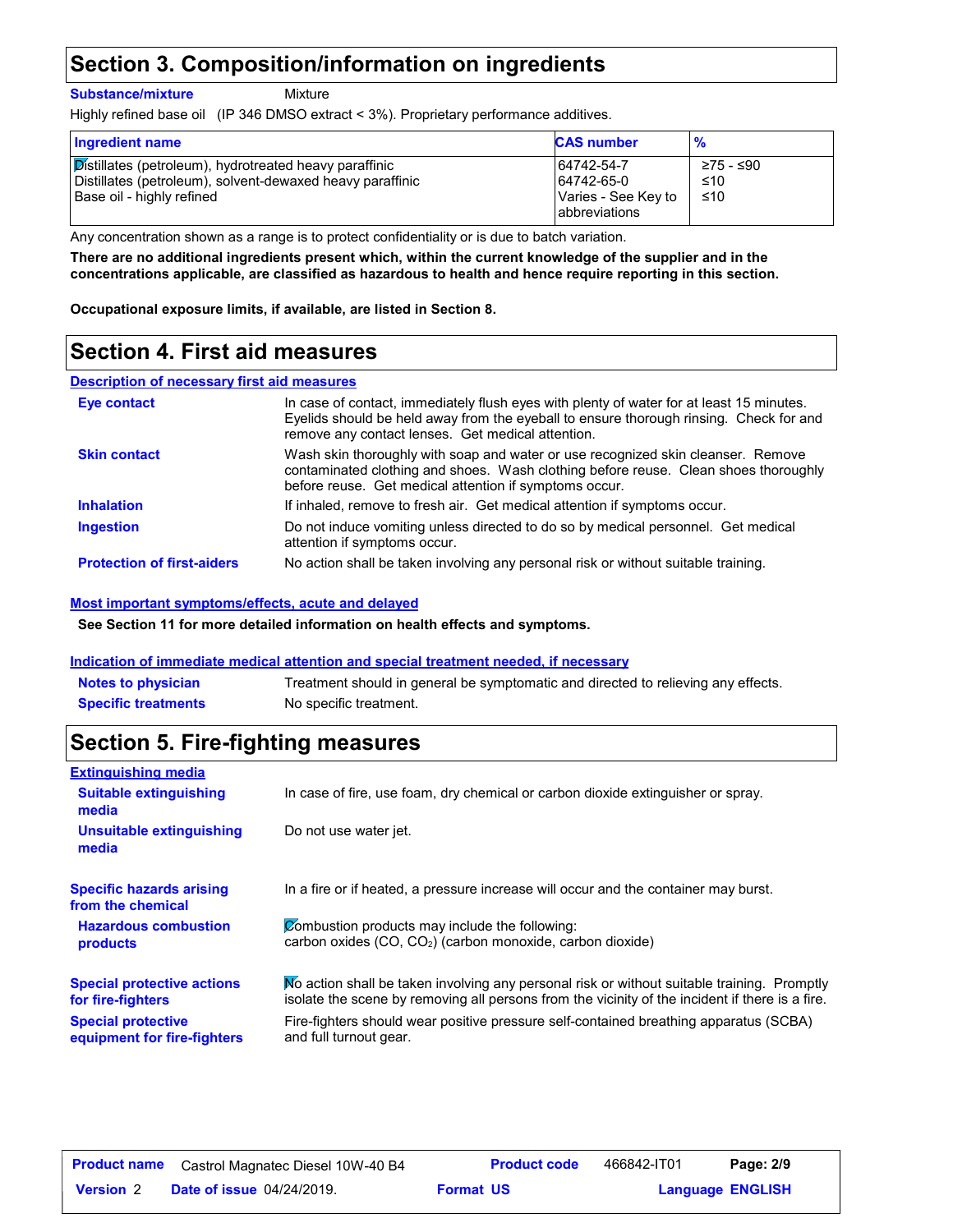## Section 3. Composition/information on ingredients

**Substance/mixture** Mixture

Highly refined base oil (IP 346 DMSO extract < 3%). Proprietary performance additives.

| Ingredient name | CAS number | % |
|---|---|---|
| Distillates (petroleum), hydrotreated heavy paraffinic | 64742-54-7 | ≥75 - ≤90 |
| Distillates (petroleum), solvent-dewaxed heavy paraffinic | 64742-65-0 | ≤10 |
| Base oil - highly refined | Varies - See Key to abbreviations | ≤10 |

Any concentration shown as a range is to protect confidentiality or is due to batch variation.

**There are no additional ingredients present which, within the current knowledge of the supplier and in the concentrations applicable, are classified as hazardous to health and hence require reporting in this section.**

**Occupational exposure limits, if available, are listed in Section 8.**

## Section 4. First aid measures

**Description of necessary first aid measures**

**Eye contact** In case of contact, immediately flush eyes with plenty of water for at least 15 minutes. Eyelids should be held away from the eyeball to ensure thorough rinsing. Check for and remove any contact lenses. Get medical attention.

**Skin contact** Wash skin thoroughly with soap and water or use recognized skin cleanser. Remove contaminated clothing and shoes. Wash clothing before reuse. Clean shoes thoroughly before reuse. Get medical attention if symptoms occur.

**Inhalation** If inhaled, remove to fresh air. Get medical attention if symptoms occur.

**Ingestion** Do not induce vomiting unless directed to do so by medical personnel. Get medical attention if symptoms occur.

**Protection of first-aiders** No action shall be taken involving any personal risk or without suitable training.

**Most important symptoms/effects, acute and delayed**

**See Section 11 for more detailed information on health effects and symptoms.**

**Indication of immediate medical attention and special treatment needed, if necessary**

**Notes to physician** Treatment should in general be symptomatic and directed to relieving any effects.

**Specific treatments** No specific treatment.

## Section 5. Fire-fighting measures

**Extinguishing media**

**Suitable extinguishing media** In case of fire, use foam, dry chemical or carbon dioxide extinguisher or spray.

**Unsuitable extinguishing media** Do not use water jet.

**Specific hazards arising from the chemical** In a fire or if heated, a pressure increase will occur and the container may burst.

**Hazardous combustion products** Combustion products may include the following:
carbon oxides (CO, $CO_2$) (carbon monoxide, carbon dioxide)

**Special protective actions for fire-fighters** No action shall be taken involving any personal risk or without suitable training. Promptly isolate the scene by removing all persons from the vicinity of the incident if there is a fire.

**Special protective equipment for fire-fighters** Fire-fighters should wear positive pressure self-contained breathing apparatus (SCBA) and full turnout gear.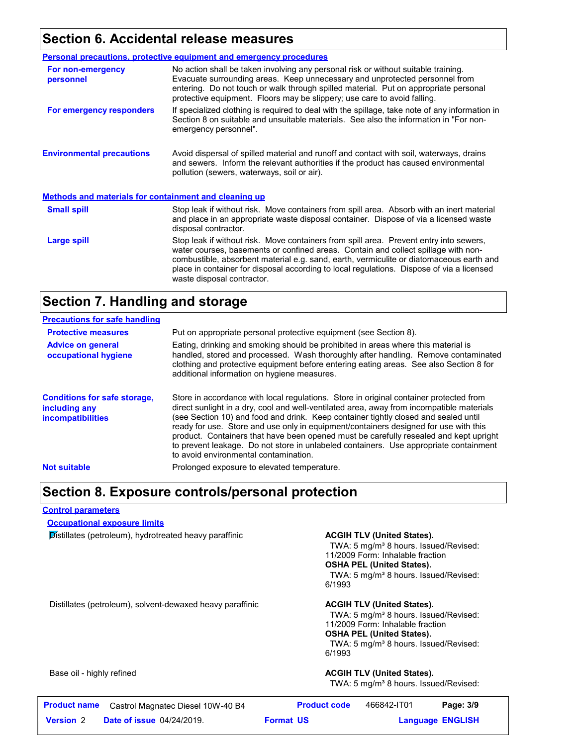## Section 6. Accidental release measures

**Personal precautions, protective equipment and emergency procedures**

**For non-emergency personnel**

No action shall be taken involving any personal risk or without suitable training. Evacuate surrounding areas. Keep unnecessary and unprotected personnel from entering. Do not touch or walk through spilled material. Put on appropriate personal protective equipment. Floors may be slippery; use care to avoid falling.

**For emergency responders**

If specialized clothing is required to deal with the spillage, take note of any information in Section 8 on suitable and unsuitable materials. See also the information in "For non-emergency personnel".

**Environmental precautions**

Avoid dispersal of spilled material and runoff and contact with soil, waterways, drains and sewers. Inform the relevant authorities if the product has caused environmental pollution (sewers, waterways, soil or air).

**Methods and materials for containment and cleaning up**

**Small spill**

Stop leak if without risk. Move containers from spill area. Absorb with an inert material and place in an appropriate waste disposal container. Dispose of via a licensed waste disposal contractor.

**Large spill**

Stop leak if without risk. Move containers from spill area. Prevent entry into sewers, water courses, basements or confined areas. Contain and collect spillage with non-combustible, absorbent material e.g. sand, earth, vermiculite or diatomaceous earth and place in container for disposal according to local regulations. Dispose of via a licensed waste disposal contractor.

## Section 7. Handling and storage

**Precautions for safe handling**

**Protective measures**

Put on appropriate personal protective equipment (see Section 8).

**Advice on general occupational hygiene**

Eating, drinking and smoking should be prohibited in areas where this material is handled, stored and processed. Wash thoroughly after handling. Remove contaminated clothing and protective equipment before entering eating areas. See also Section 8 for additional information on hygiene measures.

**Conditions for safe storage, including any incompatibilities**

Store in accordance with local regulations. Store in original container protected from direct sunlight in a dry, cool and well-ventilated area, away from incompatible materials (see Section 10) and food and drink. Keep container tightly closed and sealed until ready for use. Store and use only in equipment/containers designed for use with this product. Containers that have been opened must be carefully resealed and kept upright to prevent leakage. Do not store in unlabeled containers. Use appropriate containment to avoid environmental contamination.

**Not suitable**

Prolonged exposure to elevated temperature.

## Section 8. Exposure controls/personal protection

**Control parameters**

**Occupational exposure limits**

| Ingredient | Exposure limits |
|---|---|
| Distillates (petroleum), hydrotreated heavy paraffinic | **ACGIH TLV (United States).** TWA: 5 mg/m³ 8 hours. Issued/Revised: 11/2009 Form: Inhalable fraction **OSHA PEL (United States).** TWA: 5 mg/m³ 8 hours. Issued/Revised: 6/1993 |
| Distillates (petroleum), solvent-dewaxed heavy paraffinic | **ACGIH TLV (United States).** TWA: 5 mg/m³ 8 hours. Issued/Revised: 11/2009 Form: Inhalable fraction **OSHA PEL (United States).** TWA: 5 mg/m³ 8 hours. Issued/Revised: 6/1993 |
| Base oil - highly refined | **ACGIH TLV (United States).** TWA: 5 mg/m³ 8 hours. Issued/Revised: |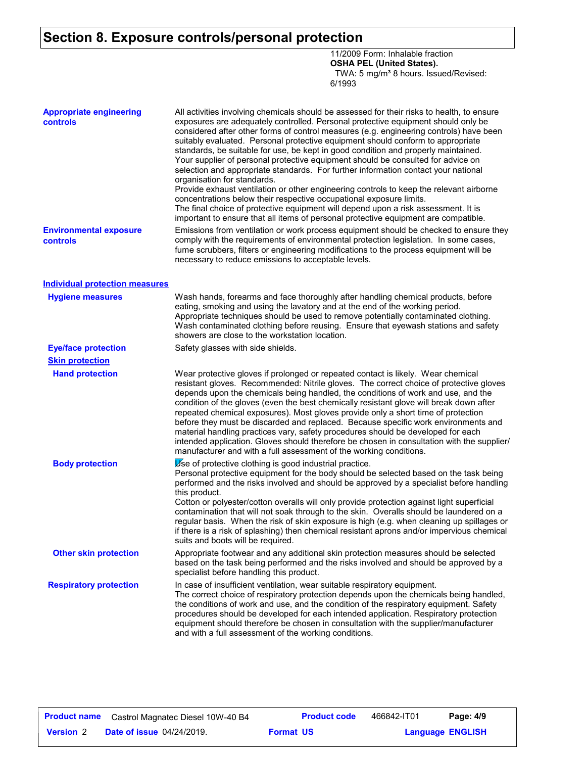# Section 8. Exposure controls/personal protection

11/2009 Form: Inhalable fraction
**OSHA PEL (United States).**
TWA: 5 mg/m³ 8 hours. Issued/Revised: 6/1993

**Appropriate engineering controls**

All activities involving chemicals should be assessed for their risks to health, to ensure exposures are adequately controlled. Personal protective equipment should only be considered after other forms of control measures (e.g. engineering controls) have been suitably evaluated. Personal protective equipment should conform to appropriate standards, be suitable for use, be kept in good condition and properly maintained. Your supplier of personal protective equipment should be consulted for advice on selection and appropriate standards. For further information contact your national organisation for standards.
Provide exhaust ventilation or other engineering controls to keep the relevant airborne concentrations below their respective occupational exposure limits.
The final choice of protective equipment will depend upon a risk assessment. It is important to ensure that all items of personal protective equipment are compatible.

**Environmental exposure controls**

Emissions from ventilation or work process equipment should be checked to ensure they comply with the requirements of environmental protection legislation. In some cases, fume scrubbers, filters or engineering modifications to the process equipment will be necessary to reduce emissions to acceptable levels.

## Individual protection measures

**Hygiene measures**

Wash hands, forearms and face thoroughly after handling chemical products, before eating, smoking and using the lavatory and at the end of the working period. Appropriate techniques should be used to remove potentially contaminated clothing. Wash contaminated clothing before reusing. Ensure that eyewash stations and safety showers are close to the workstation location.

**Eye/face protection**

Safety glasses with side shields.

### Skin protection

**Hand protection**

Wear protective gloves if prolonged or repeated contact is likely. Wear chemical resistant gloves. Recommended: Nitrile gloves. The correct choice of protective gloves depends upon the chemicals being handled, the conditions of work and use, and the condition of the gloves (even the best chemically resistant glove will break down after repeated chemical exposures). Most gloves provide only a short time of protection before they must be discarded and replaced. Because specific work environments and material handling practices vary, safety procedures should be developed for each intended application. Gloves should therefore be chosen in consultation with the supplier/manufacturer and with a full assessment of the working conditions.

**Body protection**

Use of protective clothing is good industrial practice.
Personal protective equipment for the body should be selected based on the task being performed and the risks involved and should be approved by a specialist before handling this product.
Cotton or polyester/cotton overalls will only provide protection against light superficial contamination that will not soak through to the skin. Overalls should be laundered on a regular basis. When the risk of skin exposure is high (e.g. when cleaning up spillages or if there is a risk of splashing) then chemical resistant aprons and/or impervious chemical suits and boots will be required.

**Other skin protection**

Appropriate footwear and any additional skin protection measures should be selected based on the task being performed and the risks involved and should be approved by a specialist before handling this product.

**Respiratory protection**

In case of insufficient ventilation, wear suitable respiratory equipment.
The correct choice of respiratory protection depends upon the chemicals being handled, the conditions of work and use, and the condition of the respiratory equipment. Safety procedures should be developed for each intended application. Respiratory protection equipment should therefore be chosen in consultation with the supplier/manufacturer and with a full assessment of the working conditions.

| **Product name** | Castrol Magnatec Diesel 10W-40 B4 | **Product code** | 466842-IT01 | **Page: 4/9** |
|---|---|---|---|---|
| **Version** 2 | **Date of issue** 04/24/2019. | **Format** US | | **Language** ENGLISH |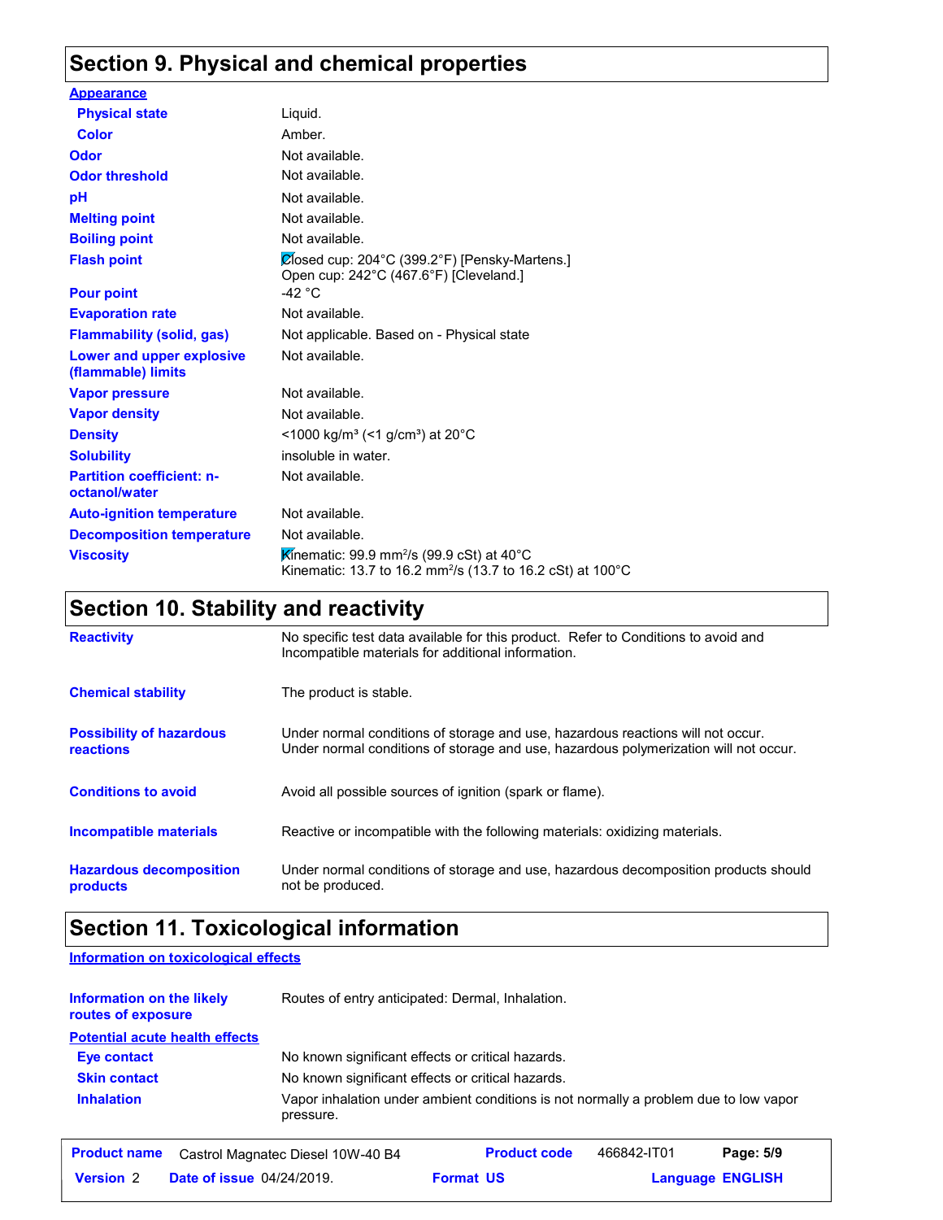## Section 9. Physical and chemical properties

**Appearance**

| | |
|---|---|
| **Physical state** | Liquid. |
| **Color** | Amber. |
| **Odor** | Not available. |
| **Odor threshold** | Not available. |
| **pH** | Not available. |
| **Melting point** | Not available. |
| **Boiling point** | Not available. |
| **Flash point** | Closed cup: 204°C (399.2°F) [Pensky-Martens.]<br>Open cup: 242°C (467.6°F) [Cleveland.] |
| **Pour point** | -42 °C |
| **Evaporation rate** | Not available. |
| **Flammability (solid, gas)** | Not applicable. Based on - Physical state |
| **Lower and upper explosive (flammable) limits** | Not available. |
| **Vapor pressure** | Not available. |
| **Vapor density** | Not available. |
| **Density** | <1000 kg/m³ (<1 g/cm³) at 20°C |
| **Solubility** | insoluble in water. |
| **Partition coefficient: n-octanol/water** | Not available. |
| **Auto-ignition temperature** | Not available. |
| **Decomposition temperature** | Not available. |
| **Viscosity** | Kinematic: 99.9 mm²/s (99.9 cSt) at 40°C<br>Kinematic: 13.7 to 16.2 mm²/s (13.7 to 16.2 cSt) at 100°C |

## Section 10. Stability and reactivity

| | |
|---|---|
| **Reactivity** | No specific test data available for this product. Refer to Conditions to avoid and Incompatible materials for additional information. |
| **Chemical stability** | The product is stable. |
| **Possibility of hazardous reactions** | Under normal conditions of storage and use, hazardous reactions will not occur.<br>Under normal conditions of storage and use, hazardous polymerization will not occur. |
| **Conditions to avoid** | Avoid all possible sources of ignition (spark or flame). |
| **Incompatible materials** | Reactive or incompatible with the following materials: oxidizing materials. |
| **Hazardous decomposition products** | Under normal conditions of storage and use, hazardous decomposition products should not be produced. |

## Section 11. Toxicological information

**Information on toxicological effects**

| | |
|---|---|
| **Information on the likely routes of exposure** | Routes of entry anticipated: Dermal, Inhalation. |

**Potential acute health effects**

| | |
|---|---|
| **Eye contact** | No known significant effects or critical hazards. |
| **Skin contact** | No known significant effects or critical hazards. |
| **Inhalation** | Vapor inhalation under ambient conditions is not normally a problem due to low vapor pressure. |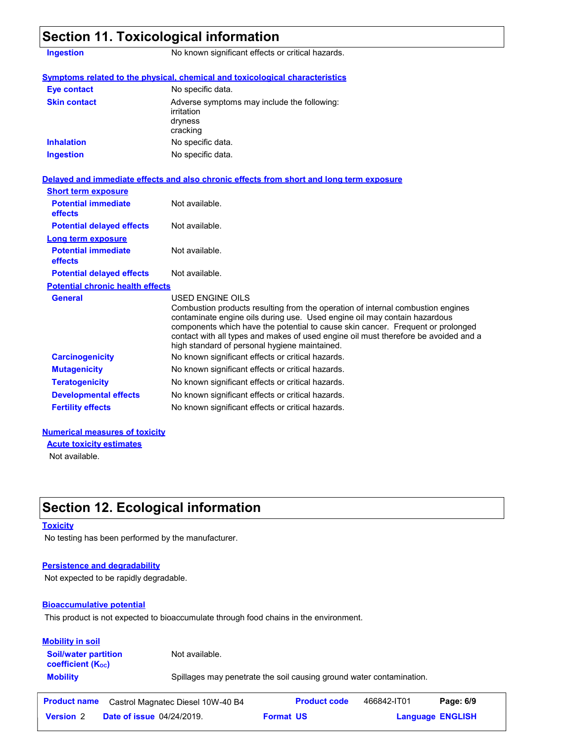## Section 11. Toxicological information

| | |
|---|---|
| **Ingestion** | No known significant effects or critical hazards. |

### Symptoms related to the physical, chemical and toxicological characteristics

| | |
|---|---|
| **Eye contact** | No specific data. |
| **Skin contact** | Adverse symptoms may include the following:<br>irritation<br>dryness<br>cracking |
| **Inhalation** | No specific data. |
| **Ingestion** | No specific data. |

### Delayed and immediate effects and also chronic effects from short and long term exposure

**Short term exposure**

| | |
|---|---|
| **Potential immediate effects** | Not available. |
| **Potential delayed effects** | Not available. |

**Long term exposure**

| | |
|---|---|
| **Potential immediate effects** | Not available. |
| **Potential delayed effects** | Not available. |

**Potential chronic health effects**

| | |
|---|---|
| **General** | USED ENGINE OILS<br>Combustion products resulting from the operation of internal combustion engines contaminate engine oils during use. Used engine oil may contain hazardous components which have the potential to cause skin cancer. Frequent or prolonged contact with all types and makes of used engine oil must therefore be avoided and a high standard of personal hygiene maintained. |
| **Carcinogenicity** | No known significant effects or critical hazards. |
| **Mutagenicity** | No known significant effects or critical hazards. |
| **Teratogenicity** | No known significant effects or critical hazards. |
| **Developmental effects** | No known significant effects or critical hazards. |
| **Fertility effects** | No known significant effects or critical hazards. |

### Numerical measures of toxicity

**Acute toxicity estimates**

Not available.

## Section 12. Ecological information

### Toxicity

No testing has been performed by the manufacturer.

### Persistence and degradability

Not expected to be rapidly degradable.

### Bioaccumulative potential

This product is not expected to bioaccumulate through food chains in the environment.

### Mobility in soil

| | |
|---|---|
| **Soil/water partition coefficient ($K_{OC}$)** | Not available. |
| **Mobility** | Spillages may penetrate the soil causing ground water contamination. |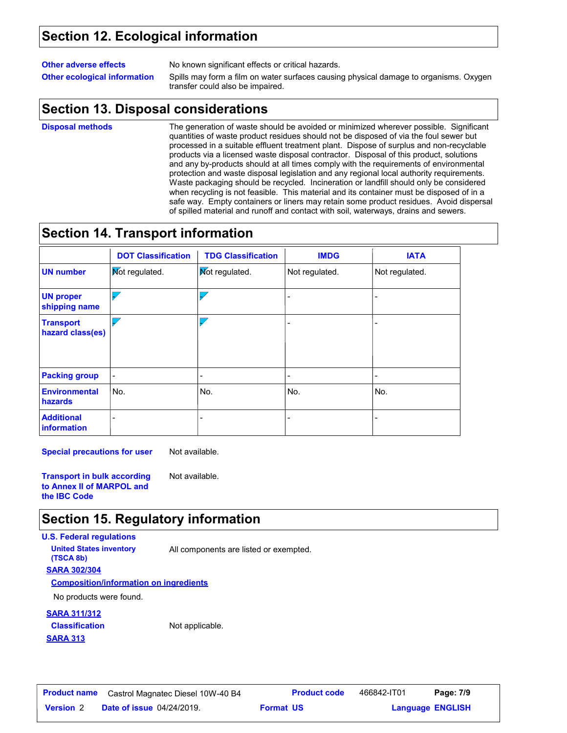## Section 12. Ecological information

**Other adverse effects** No known significant effects or critical hazards.

**Other ecological information** Spills may form a film on water surfaces causing physical damage to organisms. Oxygen transfer could also be impaired.

## Section 13. Disposal considerations

**Disposal methods** The generation of waste should be avoided or minimized wherever possible. Significant quantities of waste product residues should not be disposed of via the foul sewer but processed in a suitable effluent treatment plant. Dispose of surplus and non-recyclable products via a licensed waste disposal contractor. Disposal of this product, solutions and any by-products should at all times comply with the requirements of environmental protection and waste disposal legislation and any regional local authority requirements. Waste packaging should be recycled. Incineration or landfill should only be considered when recycling is not feasible. This material and its container must be disposed of in a safe way. Empty containers or liners may retain some product residues. Avoid dispersal of spilled material and runoff and contact with soil, waterways, drains and sewers.

## Section 14. Transport information

| | DOT Classification | TDG Classification | IMDG | IATA |
|---|---|---|---|---|
| **UN number** | Not regulated. | Not regulated. | Not regulated. | Not regulated. |
| **UN proper shipping name** | - | - | - | - |
| **Transport hazard class(es)** | - | - | - | - |
| **Packing group** | - | - | - | - |
| **Environmental hazards** | No. | No. | No. | No. |
| **Additional information** | - | - | - | - |

**Special precautions for user** Not available.

**Transport in bulk according to Annex II of MARPOL and the IBC Code** Not available.

## Section 15. Regulatory information

**U.S. Federal regulations**

**United States inventory (TSCA 8b)** All components are listed or exempted.

**SARA 302/304**

**Composition/information on ingredients**

No products were found.

**SARA 311/312**

**Classification** Not applicable.

**SARA 313**

| Product name | Castrol Magnatec Diesel 10W-40 B4 | Product code | 466842-IT01 |
|---|---|---|---|
| Version 2 | Date of issue 04/24/2019. | Format US | Language ENGLISH |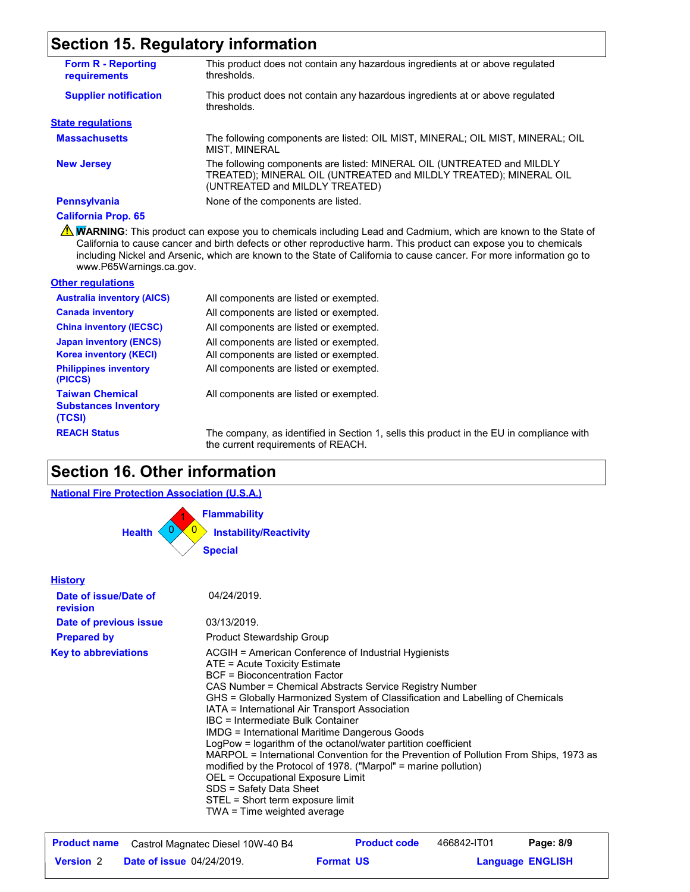## Section 15. Regulatory information

**Form R - Reporting requirements**: This product does not contain any hazardous ingredients at or above regulated thresholds.

**Supplier notification**: This product does not contain any hazardous ingredients at or above regulated thresholds.

### State regulations

**Massachusetts**: The following components are listed: OIL MIST, MINERAL; OIL MIST, MINERAL; OIL MIST, MINERAL

**New Jersey**: The following components are listed: MINERAL OIL (UNTREATED and MILDLY TREATED); MINERAL OIL (UNTREATED and MILDLY TREATED); MINERAL OIL (UNTREATED and MILDLY TREATED)

**Pennsylvania**: None of the components are listed.

**California Prop. 65**

⚠ **WARNING**: This product can expose you to chemicals including Lead and Cadmium, which are known to the State of California to cause cancer and birth defects or other reproductive harm. This product can expose you to chemicals including Nickel and Arsenic, which are known to the State of California to cause cancer. For more information go to www.P65Warnings.ca.gov.

### Other regulations

**Australia inventory (AICS)**: All components are listed or exempted.

**Canada inventory**: All components are listed or exempted.

**China inventory (IECSC)**: All components are listed or exempted.

**Japan inventory (ENCS)**: All components are listed or exempted.

**Korea inventory (KECI)**: All components are listed or exempted.

**Philippines inventory (PICCS)**: All components are listed or exempted.

**Taiwan Chemical Substances Inventory (TCSI)**: All components are listed or exempted.

**REACH Status**: The company, as identified in Section 1, sells this product in the EU in compliance with the current requirements of REACH.

## Section 16. Other information

### National Fire Protection Association (U.S.A.)

- Health: 0
- Flammability: 1
- Instability/Reactivity: 0
- Special:

### History

**Date of issue/Date of revision**: 04/24/2019.

**Date of previous issue**: 03/13/2019.

**Prepared by**: Product Stewardship Group

**Key to abbreviations**:

ACGIH = American Conference of Industrial Hygienists
ATE = Acute Toxicity Estimate
BCF = Bioconcentration Factor
CAS Number = Chemical Abstracts Service Registry Number
GHS = Globally Harmonized System of Classification and Labelling of Chemicals
IATA = International Air Transport Association
IBC = Intermediate Bulk Container
IMDG = International Maritime Dangerous Goods
LogPow = logarithm of the octanol/water partition coefficient
MARPOL = International Convention for the Prevention of Pollution From Ships, 1973 as modified by the Protocol of 1978. ("Marpol" = marine pollution)
OEL = Occupational Exposure Limit
SDS = Safety Data Sheet
STEL = Short term exposure limit
TWA = Time weighted average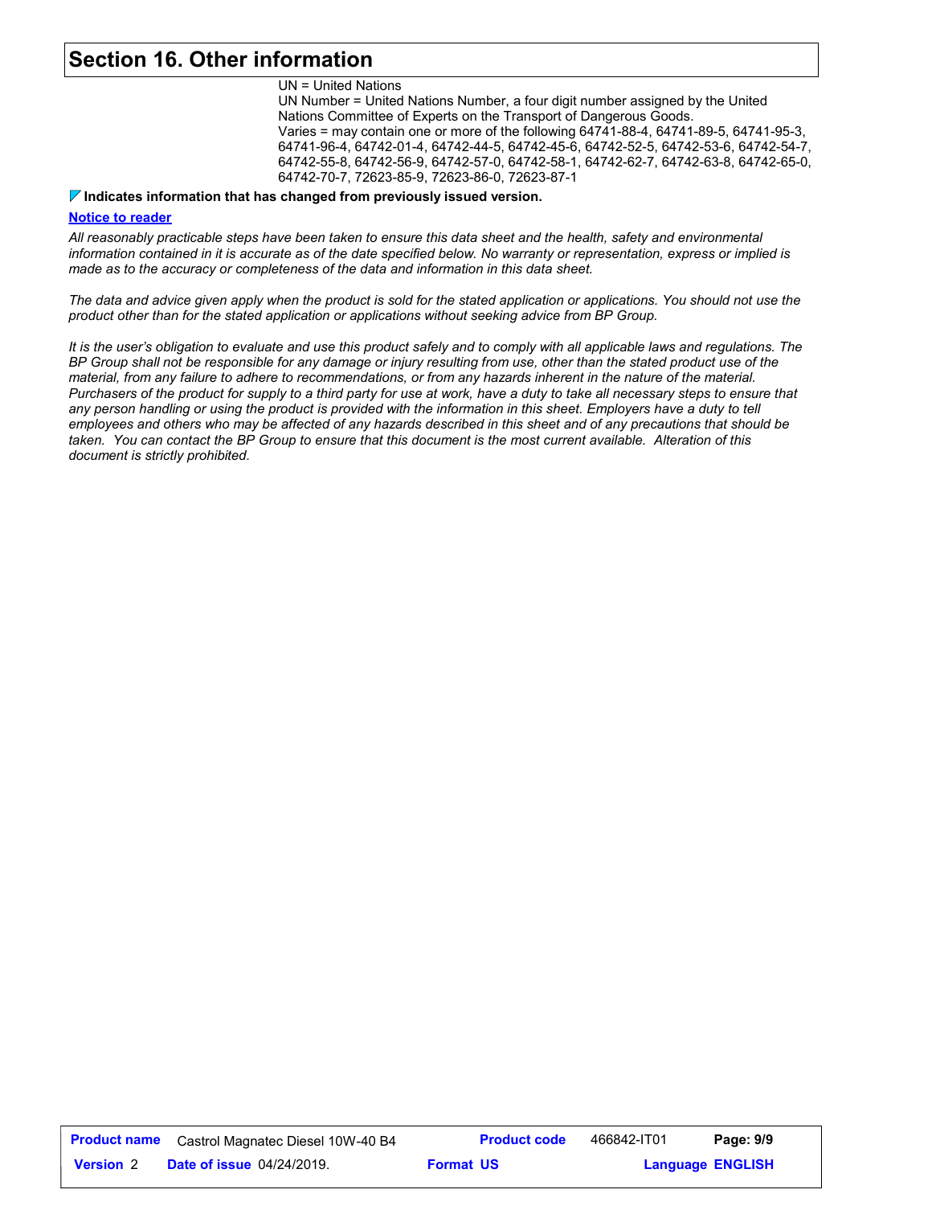## Section 16. Other information

UN = United Nations
UN Number = United Nations Number, a four digit number assigned by the United Nations Committee of Experts on the Transport of Dangerous Goods.
Varies = may contain one or more of the following 64741-88-4, 64741-89-5, 64741-95-3, 64741-96-4, 64742-01-4, 64742-44-5, 64742-45-6, 64742-52-5, 64742-53-6, 64742-54-7, 64742-55-8, 64742-56-9, 64742-57-0, 64742-58-1, 64742-62-7, 64742-63-8, 64742-65-0, 64742-70-7, 72623-85-9, 72623-86-0, 72623-87-1

**Indicates information that has changed from previously issued version.**

**Notice to reader**

*All reasonably practicable steps have been taken to ensure this data sheet and the health, safety and environmental information contained in it is accurate as of the date specified below. No warranty or representation, express or implied is made as to the accuracy or completeness of the data and information in this data sheet.*

*The data and advice given apply when the product is sold for the stated application or applications. You should not use the product other than for the stated application or applications without seeking advice from BP Group.*

*It is the user's obligation to evaluate and use this product safely and to comply with all applicable laws and regulations. The BP Group shall not be responsible for any damage or injury resulting from use, other than the stated product use of the material, from any failure to adhere to recommendations, or from any hazards inherent in the nature of the material. Purchasers of the product for supply to a third party for use at work, have a duty to take all necessary steps to ensure that any person handling or using the product is provided with the information in this sheet. Employers have a duty to tell employees and others who may be affected of any hazards described in this sheet and of any precautions that should be taken. You can contact the BP Group to ensure that this document is the most current available. Alteration of this document is strictly prohibited.*